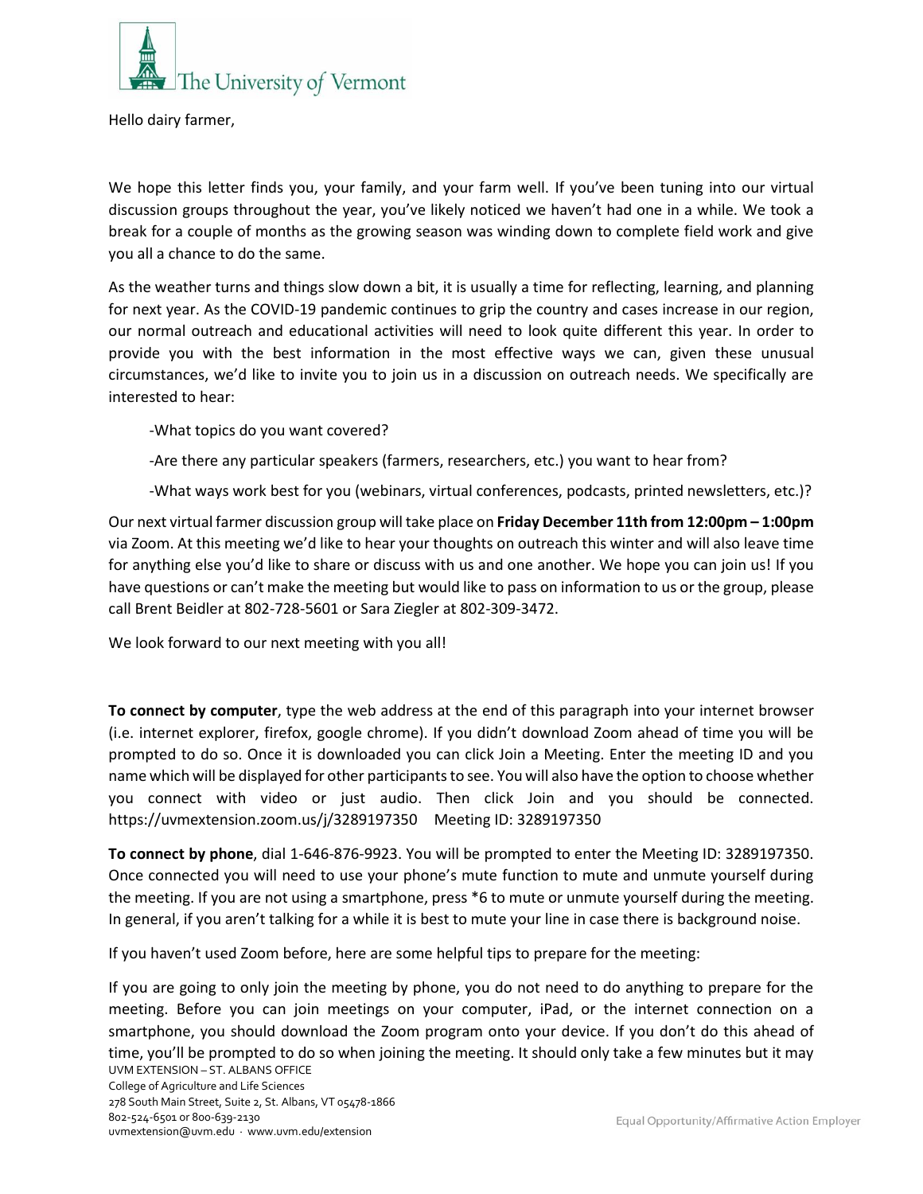The University of Vermont

Hello dairy farmer,

We hope this letter finds you, your family, and your farm well. If you've been tuning into our virtual discussion groups throughout the year, you've likely noticed we haven't had one in a while. We took a break for a couple of months as the growing season was winding down to complete field work and give you all a chance to do the same.

As the weather turns and things slow down a bit, it is usually a time for reflecting, learning, and planning for next year. As the COVID-19 pandemic continues to grip the country and cases increase in our region, our normal outreach and educational activities will need to look quite different this year. In order to provide you with the best information in the most effective ways we can, given these unusual circumstances, we'd like to invite you to join us in a discussion on outreach needs. We specifically are interested to hear:

-What topics do you want covered?

-Are there any particular speakers (farmers, researchers, etc.) you want to hear from?

-What ways work best for you (webinars, virtual conferences, podcasts, printed newsletters, etc.)?

Our next virtual farmer discussion group will take place on **Friday December 11th from 12:00pm – 1:00pm** via Zoom. At this meeting we'd like to hear your thoughts on outreach this winter and will also leave time for anything else you'd like to share or discuss with us and one another. We hope you can join us! If you have questions or can't make the meeting but would like to pass on information to us or the group, please call Brent Beidler at 802-728-5601 or Sara Ziegler at 802-309-3472.

We look forward to our next meeting with you all!

**To connect by computer**, type the web address at the end of this paragraph into your internet browser (i.e. internet explorer, firefox, google chrome). If you didn't download Zoom ahead of time you will be prompted to do so. Once it is downloaded you can click Join a Meeting. Enter the meeting ID and you name which will be displayed for other participants to see. You will also have the option to choose whether you connect with video or just audio. Then click Join and you should be connected. https://uvmextension.zoom.us/j/3289197350 Meeting ID: 3289197350

**To connect by phone**, dial 1-646-876-9923. You will be prompted to enter the Meeting ID: 3289197350. Once connected you will need to use your phone's mute function to mute and unmute yourself during the meeting. If you are not using a smartphone, press *6 to mute or unmute yourself during the meeting. In general, if you aren't talking for a while it is best to mute your line in case there is background noise.

If you haven't used Zoom before, here are some helpful tips to prepare for the meeting:

If you are going to only join the meeting by phone, you do not need to do anything to prepare for the meeting. Before you can join meetings on your computer, iPad, or the internet connection on a smartphone, you should download the Zoom program onto your device. If you don't do this ahead of time, you'll be prompted to do so when joining the meeting. It should only take a few minutes but it may

UVM EXTENSION – ST. ALBANS OFFICE
College of Agriculture and Life Sciences
278 South Main Street, Suite 2, St. Albans, VT 05478-1866
802-524-6501 or 800-639-2130
uvmextension@uvm.edu · www.uvm.edu/extension

Equal Opportunity/Affirmative Action Employer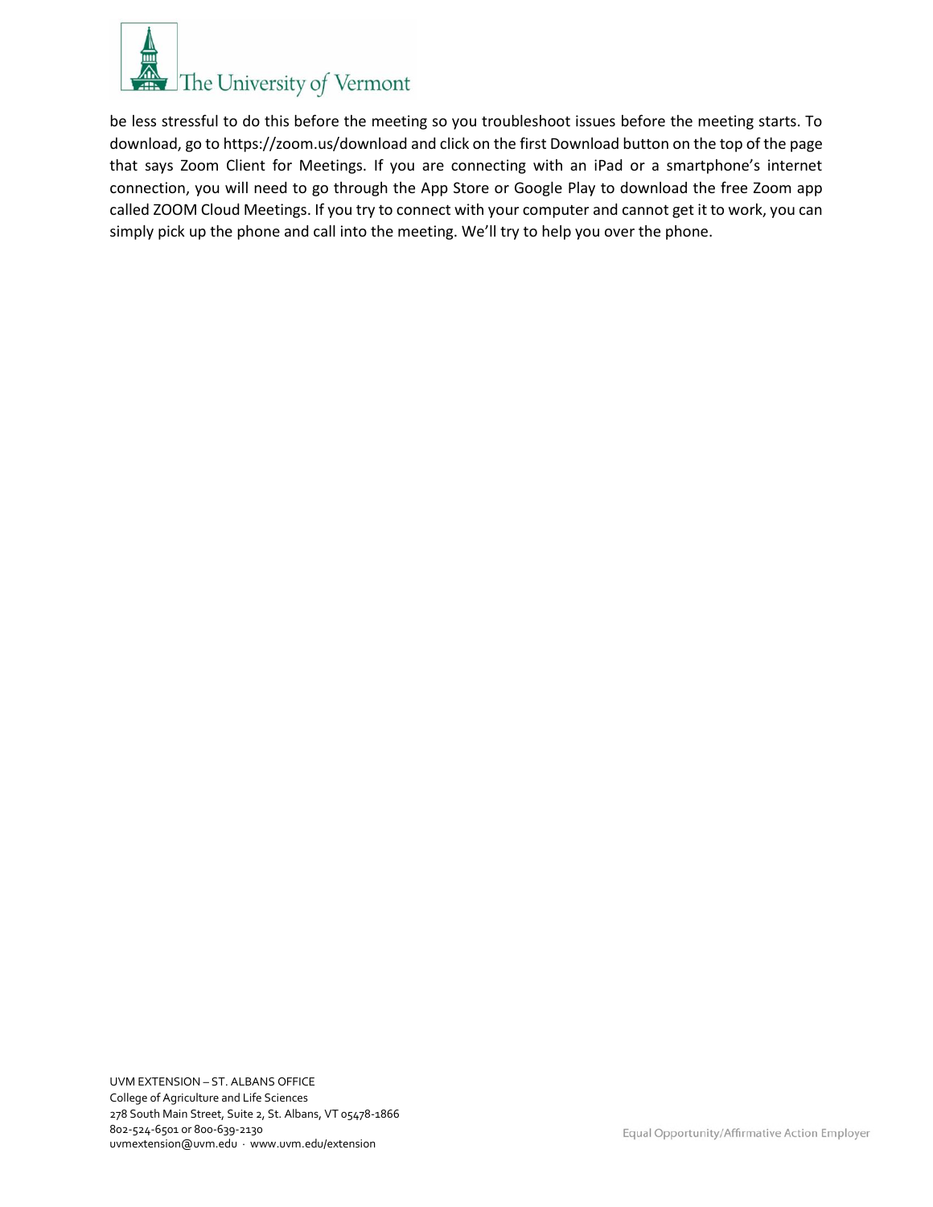be less stressful to do this before the meeting so you troubleshoot issues before the meeting starts. To download, go to https://zoom.us/download and click on the first Download button on the top of the page that says Zoom Client for Meetings. If you are connecting with an iPad or a smartphone's internet connection, you will need to go through the App Store or Google Play to download the free Zoom app called ZOOM Cloud Meetings. If you try to connect with your computer and cannot get it to work, you can simply pick up the phone and call into the meeting. We'll try to help you over the phone.